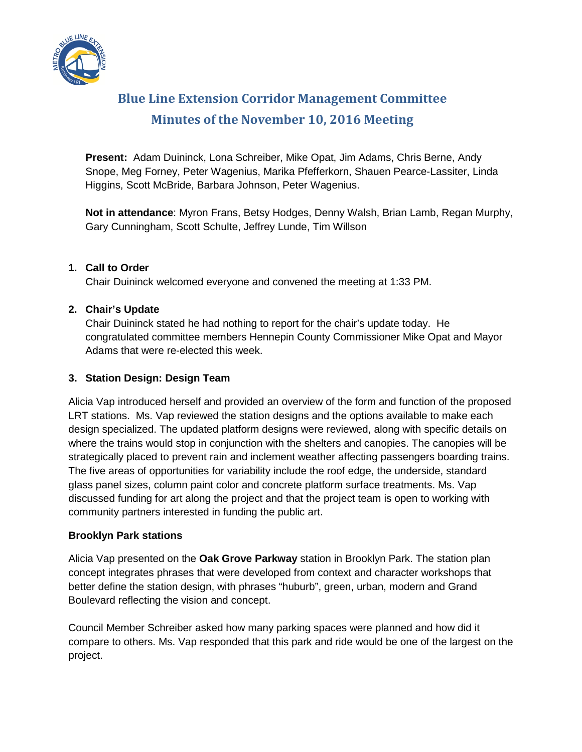# Blue Line Extension Corridor Management Committee
## Minutes of the November 10, 2016 Meeting

**Present:** Adam Duininck, Lona Schreiber, Mike Opat, Jim Adams, Chris Berne, Andy Snope, Meg Forney, Peter Wagenius, Marika Pfefferkorn, Shauen Pearce-Lassiter, Linda Higgins, Scott McBride, Barbara Johnson, Peter Wagenius.

**Not in attendance**: Myron Frans, Betsy Hodges, Denny Walsh, Brian Lamb, Regan Murphy, Gary Cunningham, Scott Schulte, Jeffrey Lunde, Tim Willson

1. **Call to Order**
   Chair Duininck welcomed everyone and convened the meeting at 1:33 PM.

2. **Chair's Update**
   Chair Duininck stated he had nothing to report for the chair's update today. He congratulated committee members Hennepin County Commissioner Mike Opat and Mayor Adams that were re-elected this week.

3. **Station Design: Design Team**

Alicia Vap introduced herself and provided an overview of the form and function of the proposed LRT stations. Ms. Vap reviewed the station designs and the options available to make each design specialized. The updated platform designs were reviewed, along with specific details on where the trains would stop in conjunction with the shelters and canopies. The canopies will be strategically placed to prevent rain and inclement weather affecting passengers boarding trains. The five areas of opportunities for variability include the roof edge, the underside, standard glass panel sizes, column paint color and concrete platform surface treatments. Ms. Vap discussed funding for art along the project and that the project team is open to working with community partners interested in funding the public art.

**Brooklyn Park stations**

Alicia Vap presented on the **Oak Grove Parkway** station in Brooklyn Park. The station plan concept integrates phrases that were developed from context and character workshops that better define the station design, with phrases "huburb", green, urban, modern and Grand Boulevard reflecting the vision and concept.

Council Member Schreiber asked how many parking spaces were planned and how did it compare to others. Ms. Vap responded that this park and ride would be one of the largest on the project.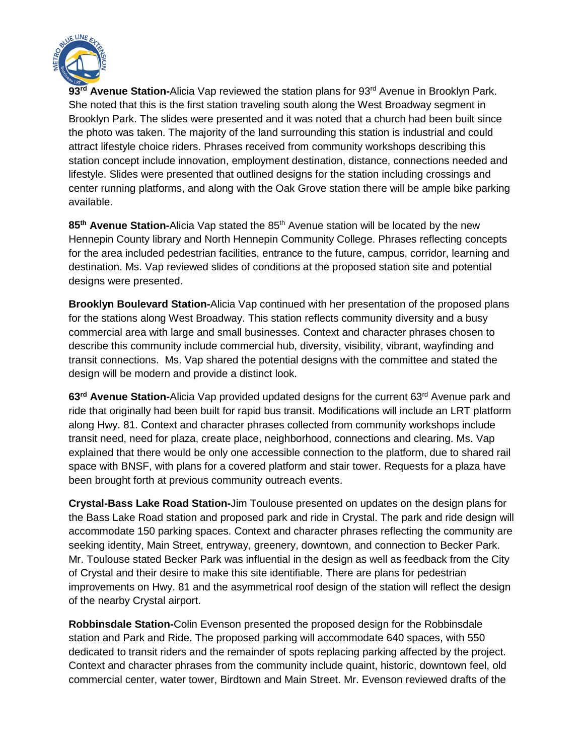**93rd Avenue Station-**Alicia Vap reviewed the station plans for 93rd Avenue in Brooklyn Park. She noted that this is the first station traveling south along the West Broadway segment in Brooklyn Park. The slides were presented and it was noted that a church had been built since the photo was taken. The majority of the land surrounding this station is industrial and could attract lifestyle choice riders. Phrases received from community workshops describing this station concept include innovation, employment destination, distance, connections needed and lifestyle. Slides were presented that outlined designs for the station including crossings and center running platforms, and along with the Oak Grove station there will be ample bike parking available.

**85th Avenue Station-**Alicia Vap stated the 85th Avenue station will be located by the new Hennepin County library and North Hennepin Community College. Phrases reflecting concepts for the area included pedestrian facilities, entrance to the future, campus, corridor, learning and destination. Ms. Vap reviewed slides of conditions at the proposed station site and potential designs were presented.

**Brooklyn Boulevard Station-**Alicia Vap continued with her presentation of the proposed plans for the stations along West Broadway. This station reflects community diversity and a busy commercial area with large and small businesses. Context and character phrases chosen to describe this community include commercial hub, diversity, visibility, vibrant, wayfinding and transit connections. Ms. Vap shared the potential designs with the committee and stated the design will be modern and provide a distinct look.

**63rd Avenue Station-**Alicia Vap provided updated designs for the current 63rd Avenue park and ride that originally had been built for rapid bus transit. Modifications will include an LRT platform along Hwy. 81. Context and character phrases collected from community workshops include transit need, need for plaza, create place, neighborhood, connections and clearing. Ms. Vap explained that there would be only one accessible connection to the platform, due to shared rail space with BNSF, with plans for a covered platform and stair tower. Requests for a plaza have been brought forth at previous community outreach events.

**Crystal-Bass Lake Road Station-**Jim Toulouse presented on updates on the design plans for the Bass Lake Road station and proposed park and ride in Crystal. The park and ride design will accommodate 150 parking spaces. Context and character phrases reflecting the community are seeking identity, Main Street, entryway, greenery, downtown, and connection to Becker Park. Mr. Toulouse stated Becker Park was influential in the design as well as feedback from the City of Crystal and their desire to make this site identifiable. There are plans for pedestrian improvements on Hwy. 81 and the asymmetrical roof design of the station will reflect the design of the nearby Crystal airport.

**Robbinsdale Station-**Colin Evenson presented the proposed design for the Robbinsdale station and Park and Ride. The proposed parking will accommodate 640 spaces, with 550 dedicated to transit riders and the remainder of spots replacing parking affected by the project. Context and character phrases from the community include quaint, historic, downtown feel, old commercial center, water tower, Birdtown and Main Street. Mr. Evenson reviewed drafts of the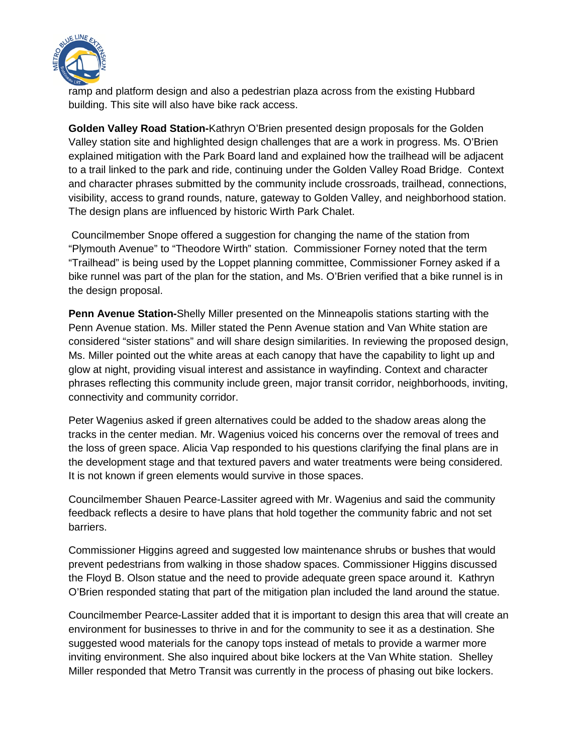ramp and platform design and also a pedestrian plaza across from the existing Hubbard building. This site will also have bike rack access.

**Golden Valley Road Station-**Kathryn O'Brien presented design proposals for the Golden Valley station site and highlighted design challenges that are a work in progress. Ms. O'Brien explained mitigation with the Park Board land and explained how the trailhead will be adjacent to a trail linked to the park and ride, continuing under the Golden Valley Road Bridge. Context and character phrases submitted by the community include crossroads, trailhead, connections, visibility, access to grand rounds, nature, gateway to Golden Valley, and neighborhood station. The design plans are influenced by historic Wirth Park Chalet.

Councilmember Snope offered a suggestion for changing the name of the station from "Plymouth Avenue" to "Theodore Wirth" station. Commissioner Forney noted that the term "Trailhead" is being used by the Loppet planning committee, Commissioner Forney asked if a bike runnel was part of the plan for the station, and Ms. O'Brien verified that a bike runnel is in the design proposal.

**Penn Avenue Station-**Shelly Miller presented on the Minneapolis stations starting with the Penn Avenue station. Ms. Miller stated the Penn Avenue station and Van White station are considered "sister stations" and will share design similarities. In reviewing the proposed design, Ms. Miller pointed out the white areas at each canopy that have the capability to light up and glow at night, providing visual interest and assistance in wayfinding. Context and character phrases reflecting this community include green, major transit corridor, neighborhoods, inviting, connectivity and community corridor.

Peter Wagenius asked if green alternatives could be added to the shadow areas along the tracks in the center median. Mr. Wagenius voiced his concerns over the removal of trees and the loss of green space. Alicia Vap responded to his questions clarifying the final plans are in the development stage and that textured pavers and water treatments were being considered. It is not known if green elements would survive in those spaces.

Councilmember Shauen Pearce-Lassiter agreed with Mr. Wagenius and said the community feedback reflects a desire to have plans that hold together the community fabric and not set barriers.

Commissioner Higgins agreed and suggested low maintenance shrubs or bushes that would prevent pedestrians from walking in those shadow spaces. Commissioner Higgins discussed the Floyd B. Olson statue and the need to provide adequate green space around it. Kathryn O'Brien responded stating that part of the mitigation plan included the land around the statue.

Councilmember Pearce-Lassiter added that it is important to design this area that will create an environment for businesses to thrive in and for the community to see it as a destination. She suggested wood materials for the canopy tops instead of metals to provide a warmer more inviting environment. She also inquired about bike lockers at the Van White station. Shelley Miller responded that Metro Transit was currently in the process of phasing out bike lockers.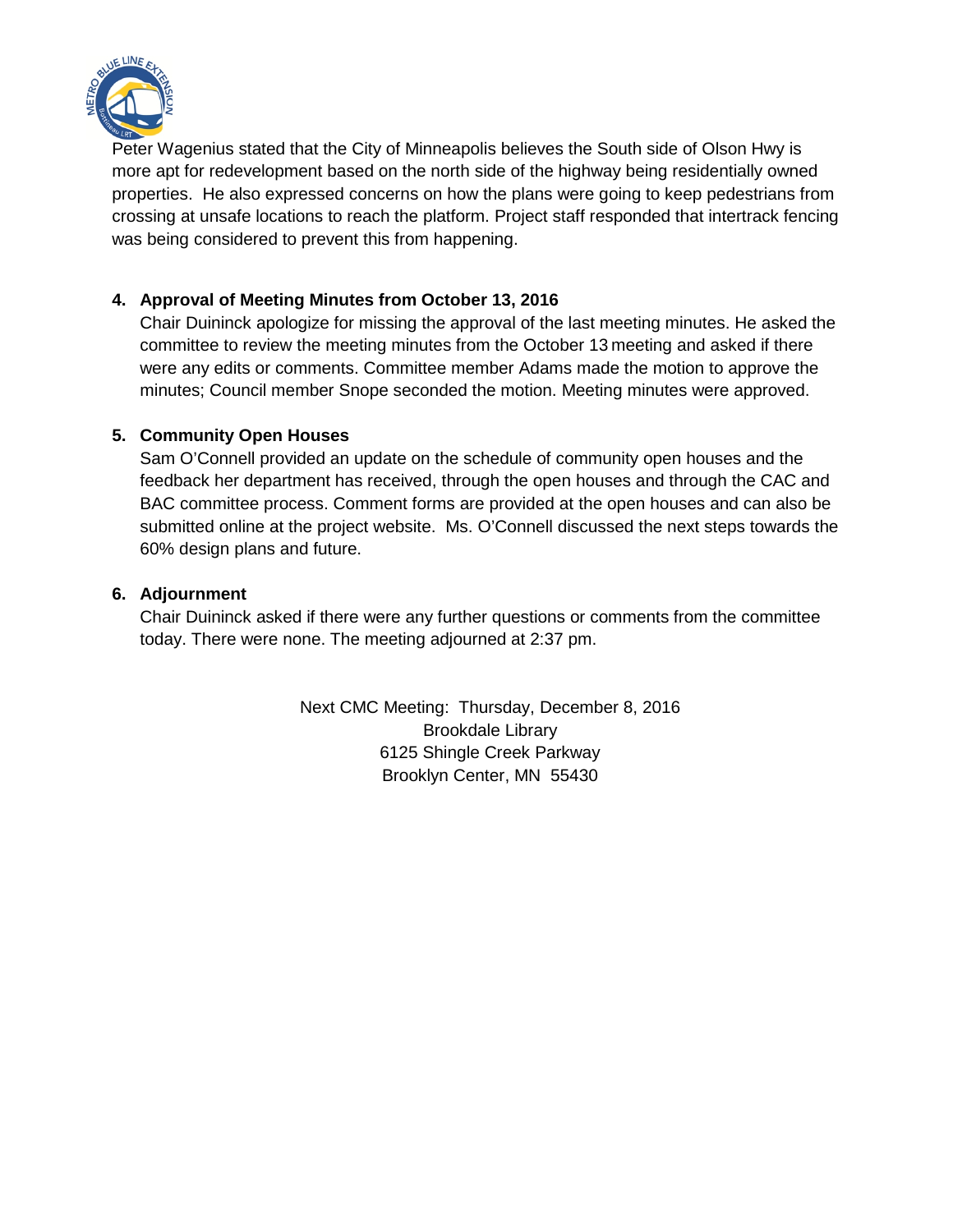Peter Wagenius stated that the City of Minneapolis believes the South side of Olson Hwy is more apt for redevelopment based on the north side of the highway being residentially owned properties. He also expressed concerns on how the plans were going to keep pedestrians from crossing at unsafe locations to reach the platform. Project staff responded that intertrack fencing was being considered to prevent this from happening.

4. **Approval of Meeting Minutes from October 13, 2016**
   Chair Duininck apologize for missing the approval of the last meeting minutes. He asked the committee to review the meeting minutes from the October 13 meeting and asked if there were any edits or comments. Committee member Adams made the motion to approve the minutes; Council member Snope seconded the motion. Meeting minutes were approved.

5. **Community Open Houses**
   Sam O'Connell provided an update on the schedule of community open houses and the feedback her department has received, through the open houses and through the CAC and BAC committee process. Comment forms are provided at the open houses and can also be submitted online at the project website. Ms. O'Connell discussed the next steps towards the 60% design plans and future.

6. **Adjournment**
   Chair Duininck asked if there were any further questions or comments from the committee today. There were none. The meeting adjourned at 2:37 pm.

Next CMC Meeting: Thursday, December 8, 2016
Brookdale Library
6125 Shingle Creek Parkway
Brooklyn Center, MN 55430